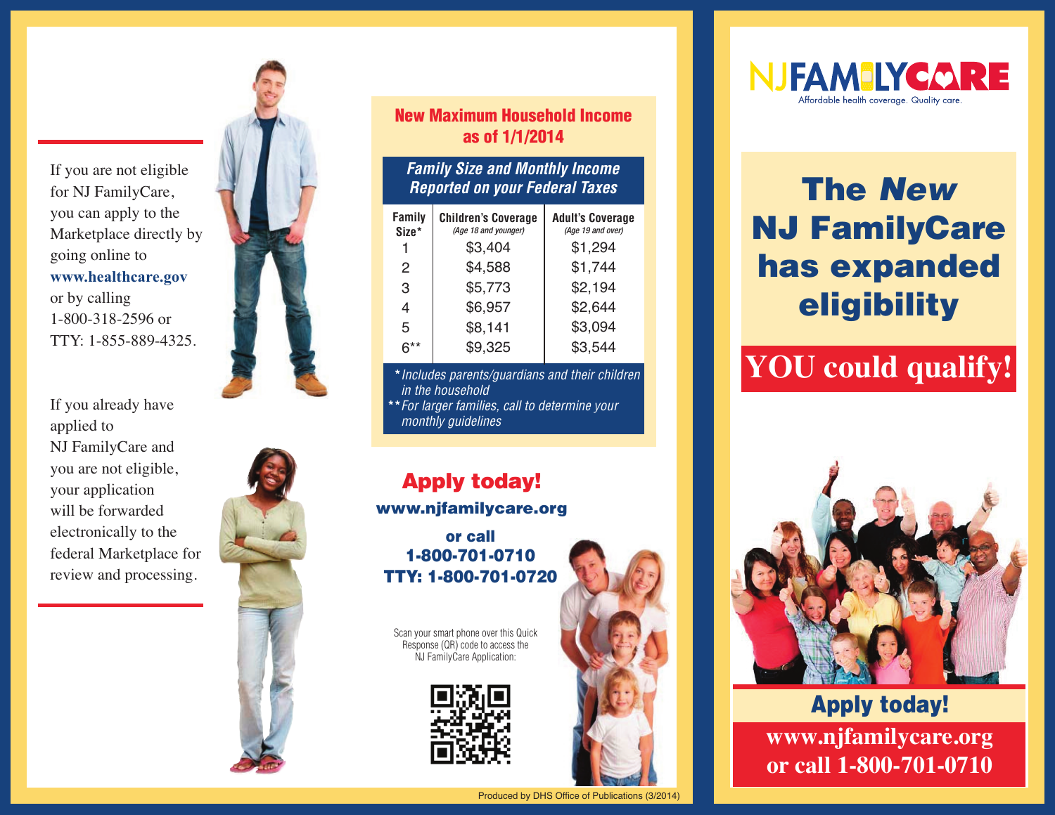If you are not eligible for NJ FamilyCare, you can apply to the Marketplace directly by going online to **www.healthcare.gov** or by calling 1-800-318-2596 or TTY: 1-855-889-4325.

If you already have applied to NJ FamilyCare and you are not eligible, your application will be forwarded electronically to the federal Marketplace for review and processing.

## New Maximum Household Income as of 1/1/2014

***Family Size and Monthly Income Reported on your Federal Taxes***

| Family Size* | Children's Coverage *(Age 18 and younger)* | Adult's Coverage *(Age 19 and over)* |
|---|---|---|
| 1 | $3,404 | $1,294 |
| 2 | $4,588 | $1,744 |
| 3 | $5,773 | $2,194 |
| 4 | $6,957 | $2,644 |
| 5 | $8,141 | $3,094 |
| 6** | $9,325 | $3,544 |

*\* Includes parents/guardians and their children in the household*

*\*\* For larger families, call to determine your monthly guidelines*

## Apply today!

**www.njfamilycare.org**

**or call**
**1-800-701-0710**
**TTY: 1-800-701-0720**

Scan your smart phone over this Quick Response (QR) code to access the NJ FamilyCare Application:

Produced by DHS Office of Publications (3/2014)

NJ FAMILYCARE
Affordable health coverage. Quality care.

# The *New* NJ FamilyCare has expanded eligibility

## YOU could qualify!

## Apply today!

**www.njfamilycare.org**
**or call 1-800-701-0710**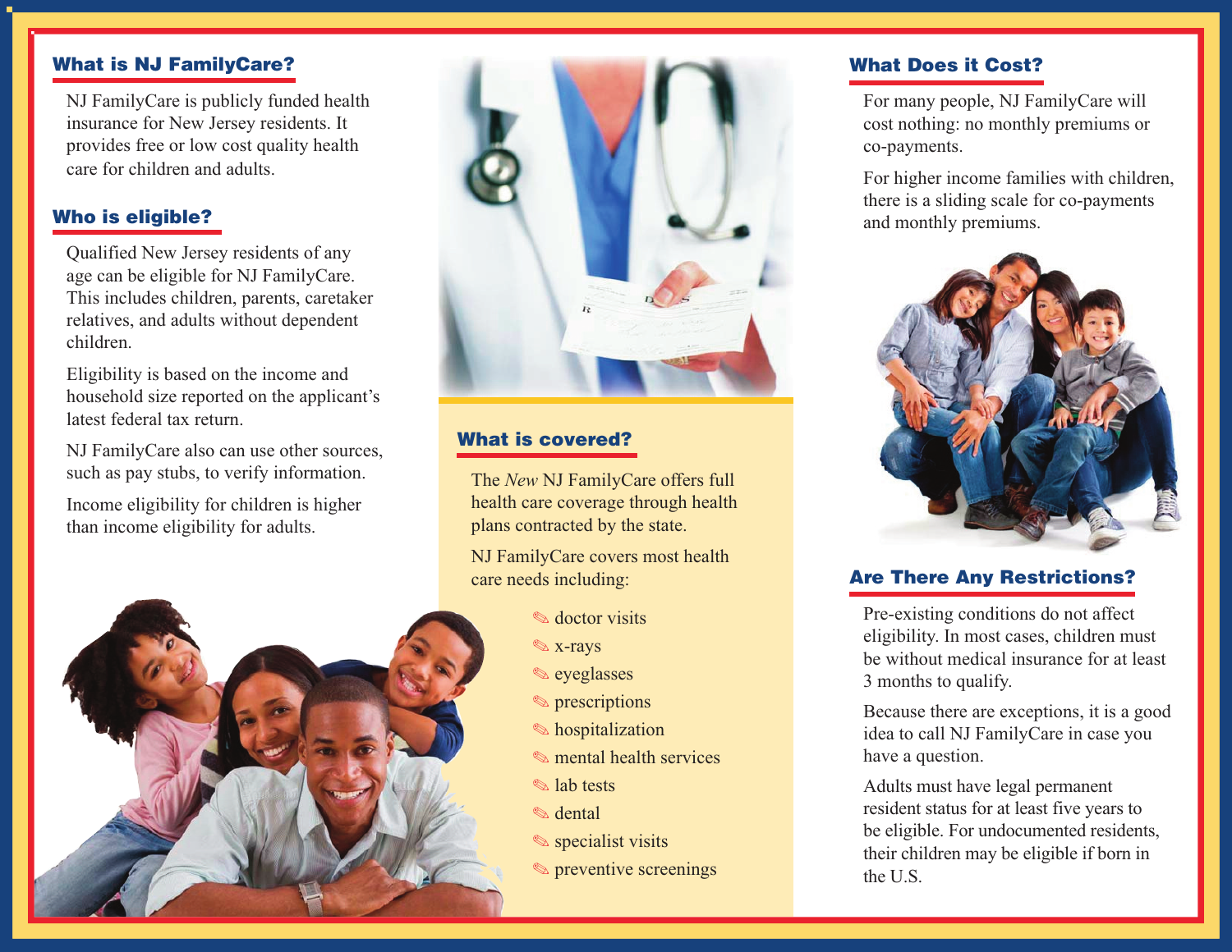## What is NJ FamilyCare?

NJ FamilyCare is publicly funded health insurance for New Jersey residents. It provides free or low cost quality health care for children and adults.

## Who is eligible?

Qualified New Jersey residents of any age can be eligible for NJ FamilyCare. This includes children, parents, caretaker relatives, and adults without dependent children.

Eligibility is based on the income and household size reported on the applicant's latest federal tax return.

NJ FamilyCare also can use other sources, such as pay stubs, to verify information.

Income eligibility for children is higher than income eligibility for adults.

## What is covered?

The *New* NJ FamilyCare offers full health care coverage through health plans contracted by the state.

NJ FamilyCare covers most health care needs including:

- doctor visits
- x-rays
- eyeglasses
- prescriptions
- hospitalization
- mental health services
- lab tests
- dental
- specialist visits
- preventive screenings

## What Does it Cost?

For many people, NJ FamilyCare will cost nothing: no monthly premiums or co-payments.

For higher income families with children, there is a sliding scale for co-payments and monthly premiums.

## Are There Any Restrictions?

Pre-existing conditions do not affect eligibility. In most cases, children must be without medical insurance for at least 3 months to qualify.

Because there are exceptions, it is a good idea to call NJ FamilyCare in case you have a question.

Adults must have legal permanent resident status for at least five years to be eligible. For undocumented residents, their children may be eligible if born in the U.S.